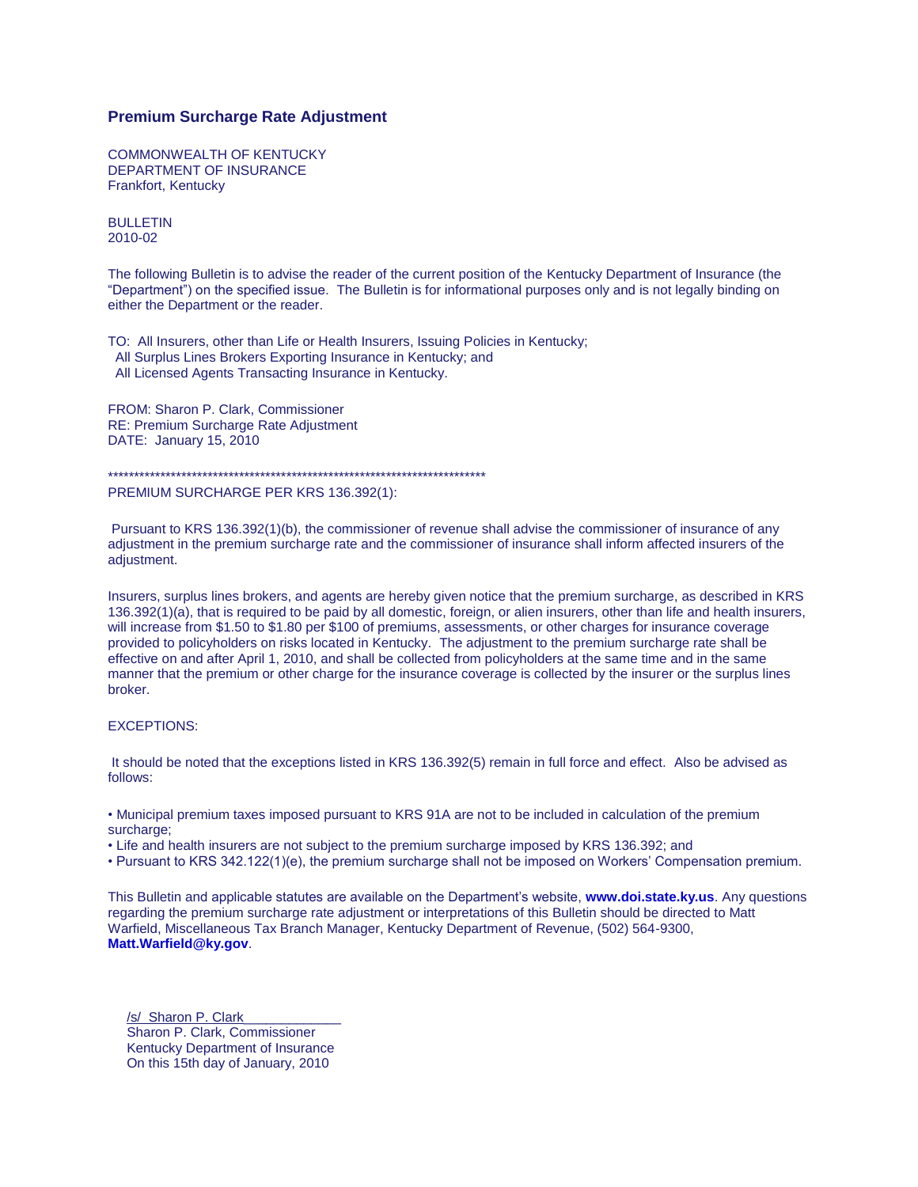# Premium Surcharge Rate Adjustment

COMMONWEALTH OF KENTUCKY
DEPARTMENT OF INSURANCE
Frankfort, Kentucky

BULLETIN
2010-02

The following Bulletin is to advise the reader of the current position of the Kentucky Department of Insurance (the "Department") on the specified issue. The Bulletin is for informational purposes only and is not legally binding on either the Department or the reader.

TO: All Insurers, other than Life or Health Insurers, Issuing Policies in Kentucky;
All Surplus Lines Brokers Exporting Insurance in Kentucky; and
All Licensed Agents Transacting Insurance in Kentucky.

FROM: Sharon P. Clark, Commissioner
RE: Premium Surcharge Rate Adjustment
DATE: January 15, 2010

************************************************************************

PREMIUM SURCHARGE PER KRS 136.392(1):

Pursuant to KRS 136.392(1)(b), the commissioner of revenue shall advise the commissioner of insurance of any adjustment in the premium surcharge rate and the commissioner of insurance shall inform affected insurers of the adjustment.

Insurers, surplus lines brokers, and agents are hereby given notice that the premium surcharge, as described in KRS 136.392(1)(a), that is required to be paid by all domestic, foreign, or alien insurers, other than life and health insurers, will increase from $1.50 to $1.80 per $100 of premiums, assessments, or other charges for insurance coverage provided to policyholders on risks located in Kentucky. The adjustment to the premium surcharge rate shall be effective on and after April 1, 2010, and shall be collected from policyholders at the same time and in the same manner that the premium or other charge for the insurance coverage is collected by the insurer or the surplus lines broker.

EXCEPTIONS:

It should be noted that the exceptions listed in KRS 136.392(5) remain in full force and effect. Also be advised as follows:

- Municipal premium taxes imposed pursuant to KRS 91A are not to be included in calculation of the premium surcharge;
- Life and health insurers are not subject to the premium surcharge imposed by KRS 136.392; and
- Pursuant to KRS 342.122(1)(e), the premium surcharge shall not be imposed on Workers' Compensation premium.

This Bulletin and applicable statutes are available on the Department's website, **www.doi.state.ky.us**. Any questions regarding the premium surcharge rate adjustment or interpretations of this Bulletin should be directed to Matt Warfield, Miscellaneous Tax Branch Manager, Kentucky Department of Revenue, (502) 564-9300, **Matt.Warfield@ky.gov**.

/s/ Sharon P. Clark
Sharon P. Clark, Commissioner
Kentucky Department of Insurance
On this 15th day of January, 2010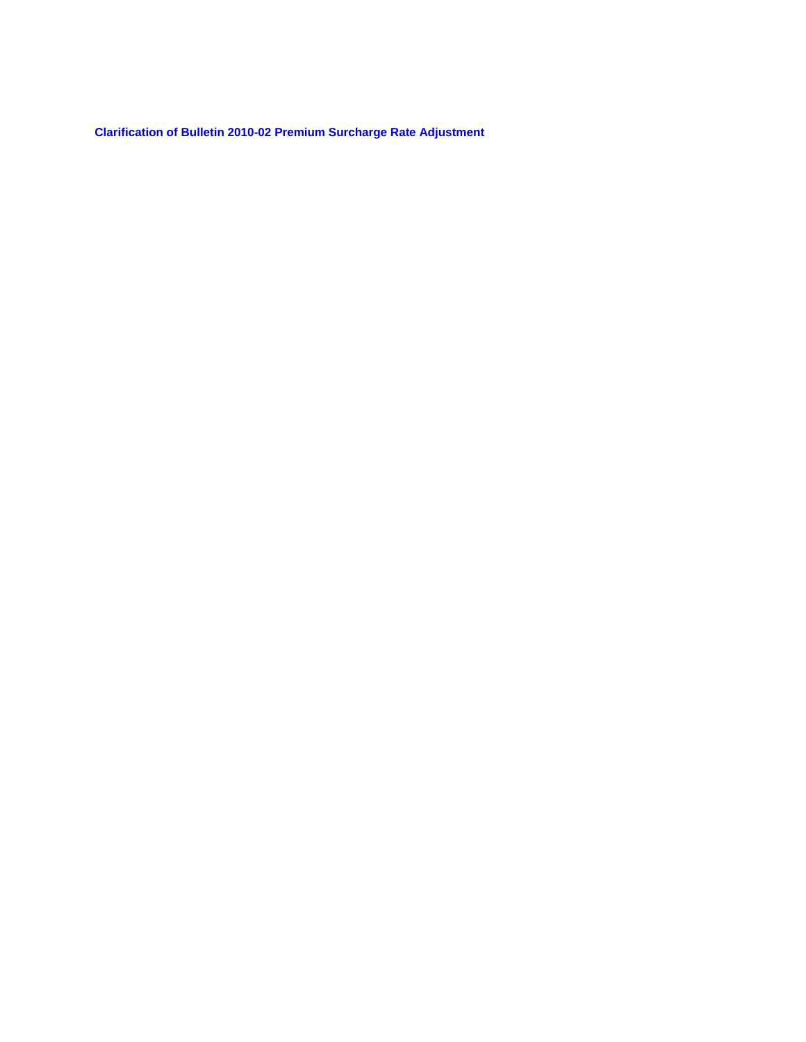**Clarification of Bulletin 2010-02 Premium Surcharge Rate Adjustment**